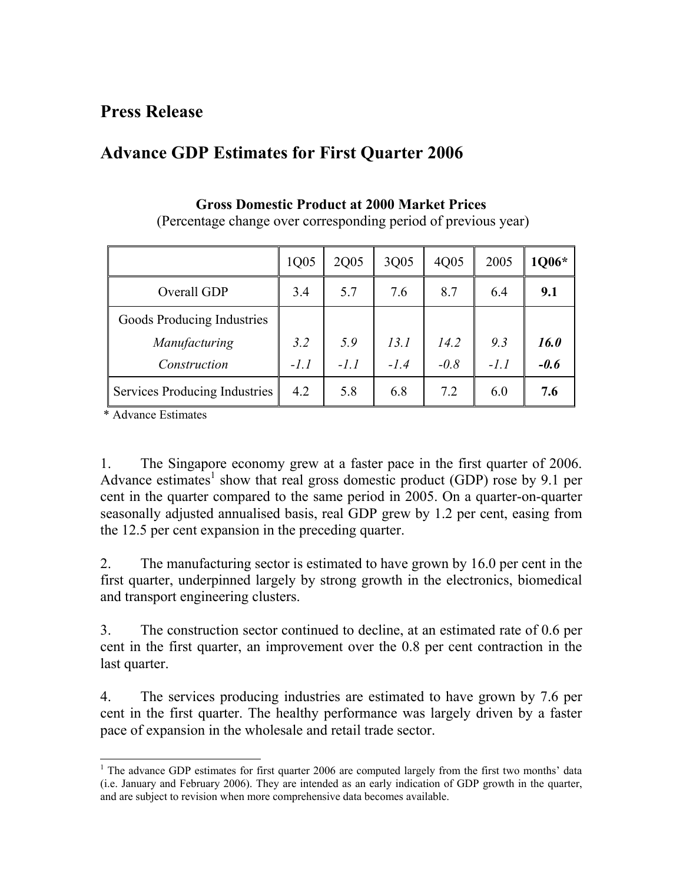# Press Release

## Advance GDP Estimates for First Quarter 2006

**Gross Domestic Product at 2000 Market Prices**
(Percentage change over corresponding period of previous year)

| | 1Q05 | 2Q05 | 3Q05 | 4Q05 | 2005 | **1Q06*** |
|---|---|---|---|---|---|---|
| Overall GDP | 3.4 | 5.7 | 7.6 | 8.7 | 6.4 | **9.1** |
| Goods Producing Industries | | | | | | |
| *Manufacturing* | *3.2* | *5.9* | *13.1* | *14.2* | *9.3* | ***16.0*** |
| *Construction* | *-1.1* | *-1.1* | *-1.4* | *-0.8* | *-1.1* | ***-0.6*** |
| Services Producing Industries | 4.2 | 5.8 | 6.8 | 7.2 | 6.0 | **7.6** |

\* Advance Estimates

1. The Singapore economy grew at a faster pace in the first quarter of 2006. Advance estimates[1] show that real gross domestic product (GDP) rose by 9.1 per cent in the quarter compared to the same period in 2005. On a quarter-on-quarter seasonally adjusted annualised basis, real GDP grew by 1.2 per cent, easing from the 12.5 per cent expansion in the preceding quarter.

2. The manufacturing sector is estimated to have grown by 16.0 per cent in the first quarter, underpinned largely by strong growth in the electronics, biomedical and transport engineering clusters.

3. The construction sector continued to decline, at an estimated rate of 0.6 per cent in the first quarter, an improvement over the 0.8 per cent contraction in the last quarter.

4. The services producing industries are estimated to have grown by 7.6 per cent in the first quarter. The healthy performance was largely driven by a faster pace of expansion in the wholesale and retail trade sector.

---

[1] The advance GDP estimates for first quarter 2006 are computed largely from the first two months' data (i.e. January and February 2006). They are intended as an early indication of GDP growth in the quarter, and are subject to revision when more comprehensive data becomes available.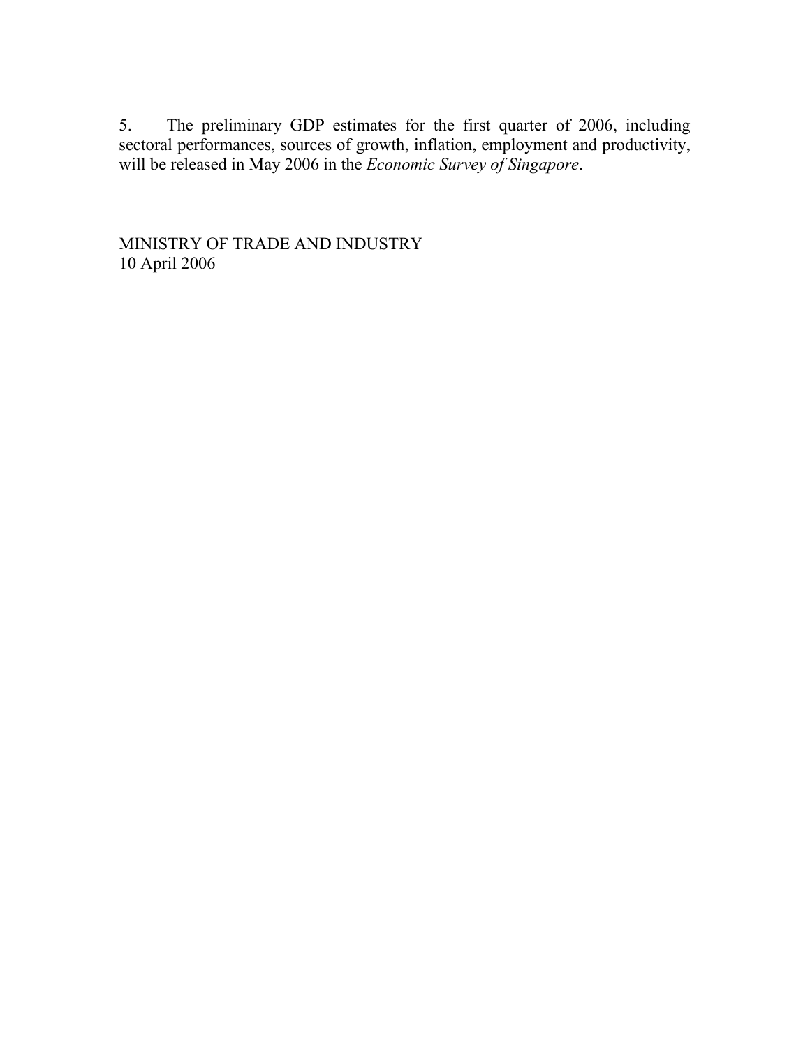5. The preliminary GDP estimates for the first quarter of 2006, including sectoral performances, sources of growth, inflation, employment and productivity, will be released in May 2006 in the *Economic Survey of Singapore*.

MINISTRY OF TRADE AND INDUSTRY
10 April 2006